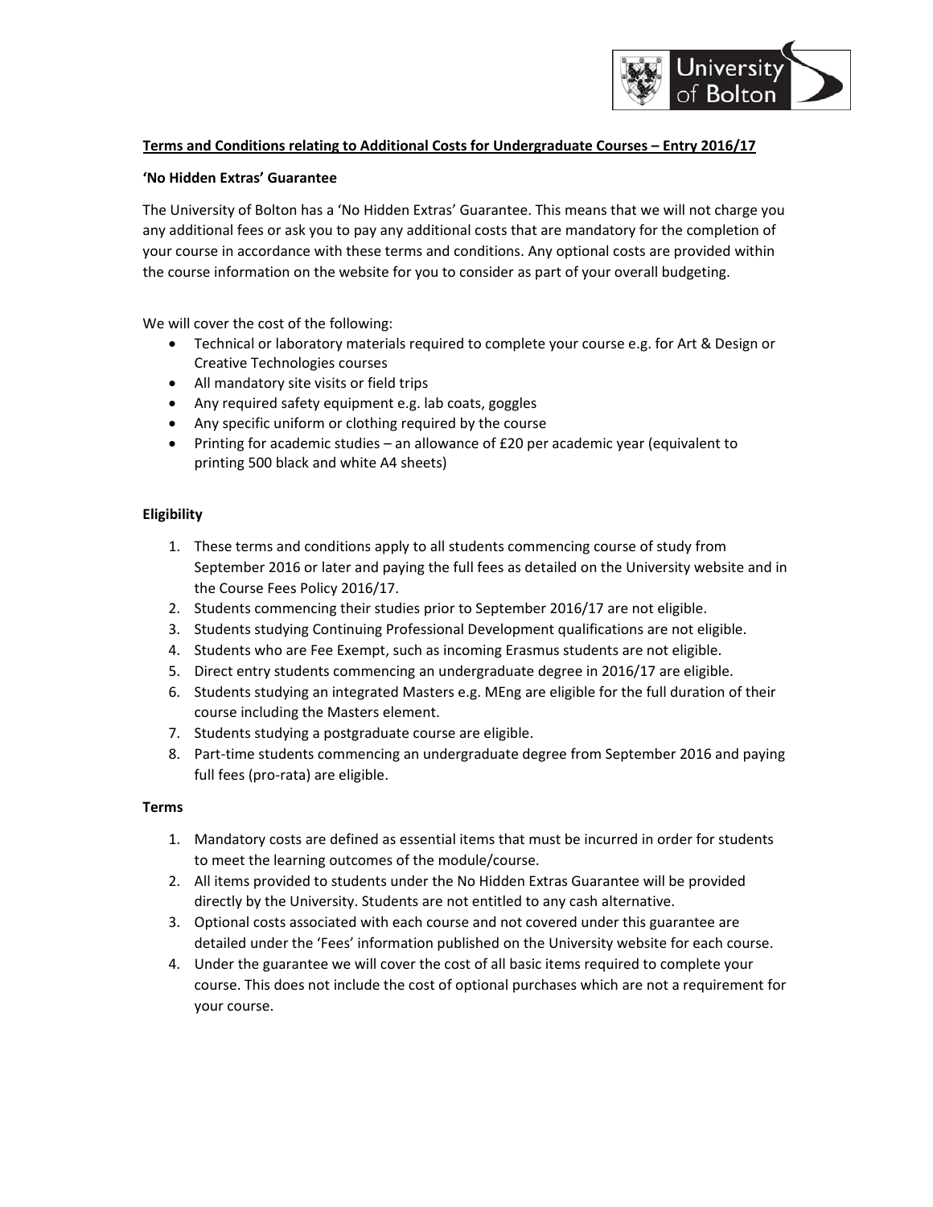**Terms and Conditions relating to Additional Costs for Undergraduate Courses – Entry 2016/17**

**'No Hidden Extras' Guarantee**

The University of Bolton has a 'No Hidden Extras' Guarantee. This means that we will not charge you any additional fees or ask you to pay any additional costs that are mandatory for the completion of your course in accordance with these terms and conditions. Any optional costs are provided within the course information on the website for you to consider as part of your overall budgeting.

We will cover the cost of the following:

- Technical or laboratory materials required to complete your course e.g. for Art & Design or Creative Technologies courses
- All mandatory site visits or field trips
- Any required safety equipment e.g. lab coats, goggles
- Any specific uniform or clothing required by the course
- Printing for academic studies – an allowance of £20 per academic year (equivalent to printing 500 black and white A4 sheets)

**Eligibility**

1. These terms and conditions apply to all students commencing course of study from September 2016 or later and paying the full fees as detailed on the University website and in the Course Fees Policy 2016/17.
2. Students commencing their studies prior to September 2016/17 are not eligible.
3. Students studying Continuing Professional Development qualifications are not eligible.
4. Students who are Fee Exempt, such as incoming Erasmus students are not eligible.
5. Direct entry students commencing an undergraduate degree in 2016/17 are eligible.
6. Students studying an integrated Masters e.g. MEng are eligible for the full duration of their course including the Masters element.
7. Students studying a postgraduate course are eligible.
8. Part-time students commencing an undergraduate degree from September 2016 and paying full fees (pro-rata) are eligible.

**Terms**

1. Mandatory costs are defined as essential items that must be incurred in order for students to meet the learning outcomes of the module/course.
2. All items provided to students under the No Hidden Extras Guarantee will be provided directly by the University. Students are not entitled to any cash alternative.
3. Optional costs associated with each course and not covered under this guarantee are detailed under the 'Fees' information published on the University website for each course.
4. Under the guarantee we will cover the cost of all basic items required to complete your course. This does not include the cost of optional purchases which are not a requirement for your course.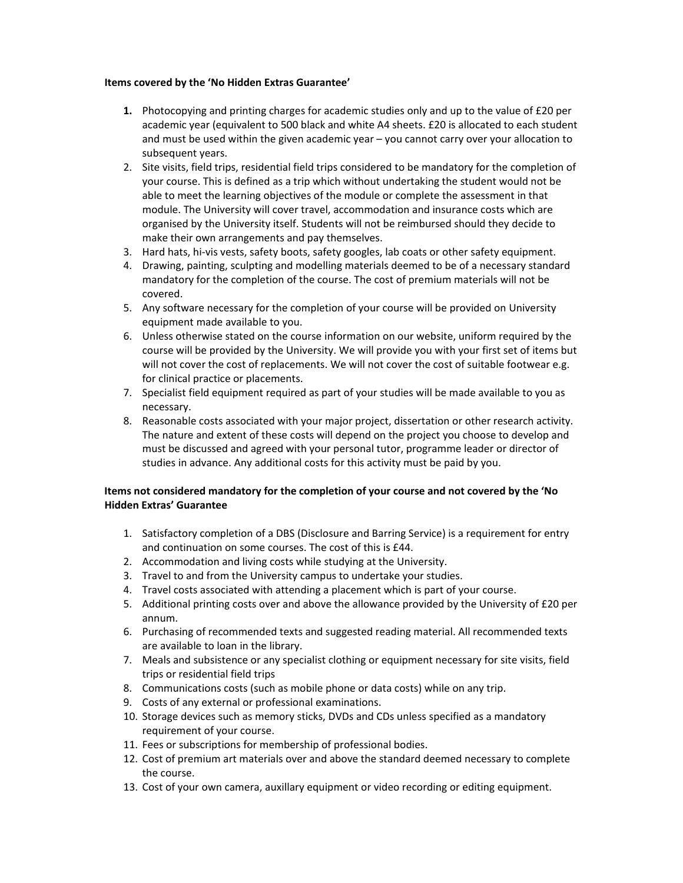**Items covered by the 'No Hidden Extras Guarantee'**

1. Photocopying and printing charges for academic studies only and up to the value of £20 per academic year (equivalent to 500 black and white A4 sheets. £20 is allocated to each student and must be used within the given academic year – you cannot carry over your allocation to subsequent years.
2. Site visits, field trips, residential field trips considered to be mandatory for the completion of your course. This is defined as a trip which without undertaking the student would not be able to meet the learning objectives of the module or complete the assessment in that module. The University will cover travel, accommodation and insurance costs which are organised by the University itself. Students will not be reimbursed should they decide to make their own arrangements and pay themselves.
3. Hard hats, hi-vis vests, safety boots, safety googles, lab coats or other safety equipment.
4. Drawing, painting, sculpting and modelling materials deemed to be of a necessary standard mandatory for the completion of the course. The cost of premium materials will not be covered.
5. Any software necessary for the completion of your course will be provided on University equipment made available to you.
6. Unless otherwise stated on the course information on our website, uniform required by the course will be provided by the University. We will provide you with your first set of items but will not cover the cost of replacements. We will not cover the cost of suitable footwear e.g. for clinical practice or placements.
7. Specialist field equipment required as part of your studies will be made available to you as necessary.
8. Reasonable costs associated with your major project, dissertation or other research activity. The nature and extent of these costs will depend on the project you choose to develop and must be discussed and agreed with your personal tutor, programme leader or director of studies in advance. Any additional costs for this activity must be paid by you.

**Items not considered mandatory for the completion of your course and not covered by the 'No Hidden Extras' Guarantee**

1. Satisfactory completion of a DBS (Disclosure and Barring Service) is a requirement for entry and continuation on some courses. The cost of this is £44.
2. Accommodation and living costs while studying at the University.
3. Travel to and from the University campus to undertake your studies.
4. Travel costs associated with attending a placement which is part of your course.
5. Additional printing costs over and above the allowance provided by the University of £20 per annum.
6. Purchasing of recommended texts and suggested reading material. All recommended texts are available to loan in the library.
7. Meals and subsistence or any specialist clothing or equipment necessary for site visits, field trips or residential field trips
8. Communications costs (such as mobile phone or data costs) while on any trip.
9. Costs of any external or professional examinations.
10. Storage devices such as memory sticks, DVDs and CDs unless specified as a mandatory requirement of your course.
11. Fees or subscriptions for membership of professional bodies.
12. Cost of premium art materials over and above the standard deemed necessary to complete the course.
13. Cost of your own camera, auxillary equipment or video recording or editing equipment.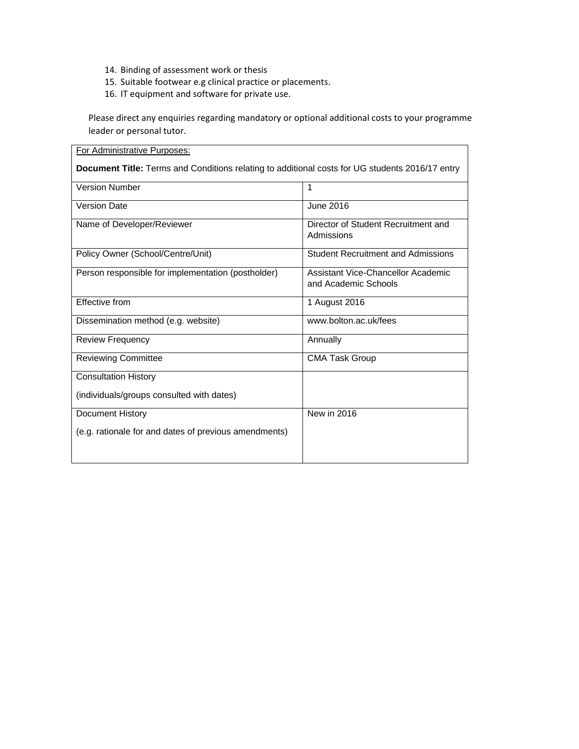14. Binding of assessment work or thesis
15. Suitable footwear e.g clinical practice or placements.
16. IT equipment and software for private use.

Please direct any enquiries regarding mandatory or optional additional costs to your programme leader or personal tutor.

| For Administrative Purposes: **Document Title:** Terms and Conditions relating to additional costs for UG students 2016/17 entry | |
|---|---|
| Version Number | 1 |
| Version Date | June 2016 |
| Name of Developer/Reviewer | Director of Student Recruitment and Admissions |
| Policy Owner (School/Centre/Unit) | Student Recruitment and Admissions |
| Person responsible for implementation (postholder) | Assistant Vice-Chancellor Academic and Academic Schools |
| Effective from | 1 August 2016 |
| Dissemination method (e.g. website) | www.bolton.ac.uk/fees |
| Review Frequency | Annually |
| Reviewing Committee | CMA Task Group |
| Consultation History (individuals/groups consulted with dates) | |
| Document History (e.g. rationale for and dates of previous amendments) | New in 2016 |